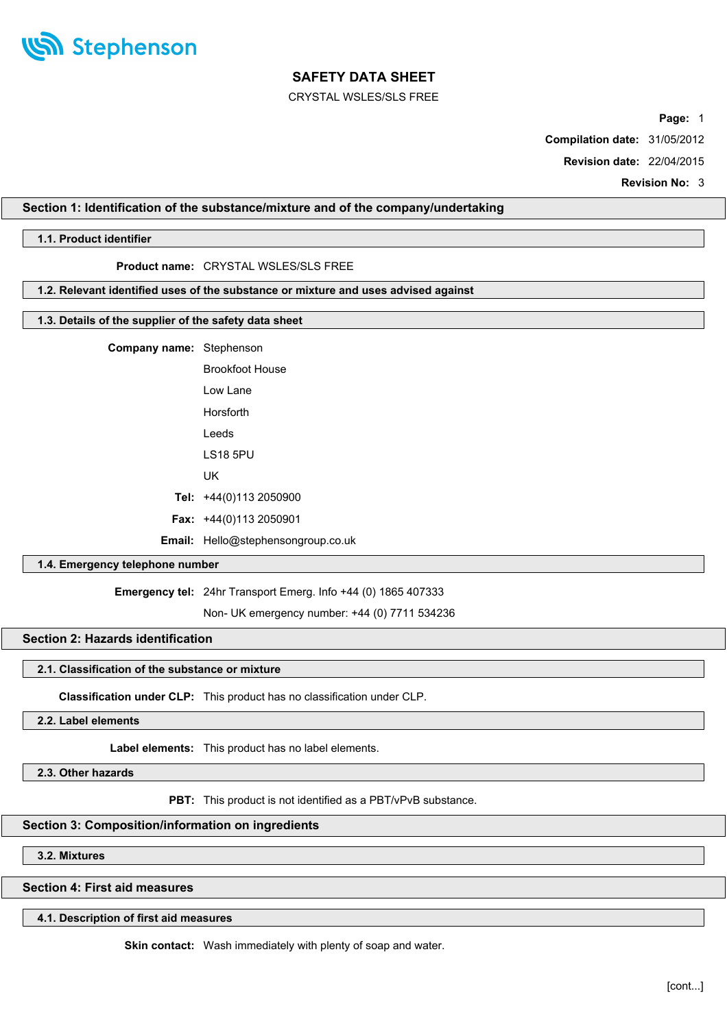# SAFETY DATA SHEET

CRYSTAL WSLES/SLS FREE

**Compilation date:** 31/05/2012

**Revision date:** 22/04/2015

**Revision No:** 3

## Section 1: Identification of the substance/mixture and of the company/undertaking

### 1.1. Product identifier

**Product name:** CRYSTAL WSLES/SLS FREE

### 1.2. Relevant identified uses of the substance or mixture and uses advised against

### 1.3. Details of the supplier of the safety data sheet

**Company name:** Stephenson
Brookfoot House
Low Lane
Horsforth
Leeds
LS18 5PU
UK

**Tel:** +44(0)113 2050900

**Fax:** +44(0)113 2050901

**Email:** Hello@stephensongroup.co.uk

### 1.4. Emergency telephone number

**Emergency tel:** 24hr Transport Emerg. Info +44 (0) 1865 407333
Non- UK emergency number: +44 (0) 7711 534236

## Section 2: Hazards identification

### 2.1. Classification of the substance or mixture

**Classification under CLP:** This product has no classification under CLP.

### 2.2. Label elements

**Label elements:** This product has no label elements.

### 2.3. Other hazards

**PBT:** This product is not identified as a PBT/vPvB substance.

## Section 3: Composition/information on ingredients

### 3.2. Mixtures

## Section 4: First aid measures

### 4.1. Description of first aid measures

**Skin contact:** Wash immediately with plenty of soap and water.

[cont...]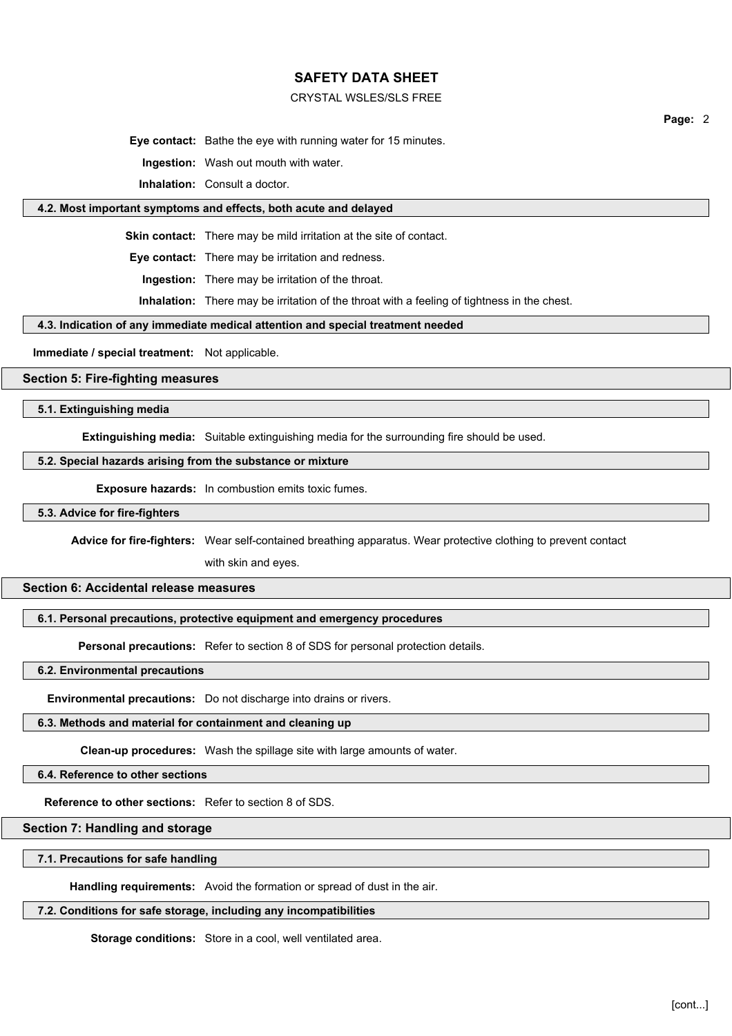**Eye contact:** Bathe the eye with running water for 15 minutes.

**Ingestion:** Wash out mouth with water.

**Inhalation:** Consult a doctor.

### 4.2. Most important symptoms and effects, both acute and delayed

**Skin contact:** There may be mild irritation at the site of contact.

**Eye contact:** There may be irritation and redness.

**Ingestion:** There may be irritation of the throat.

**Inhalation:** There may be irritation of the throat with a feeling of tightness in the chest.

### 4.3. Indication of any immediate medical attention and special treatment needed

**Immediate / special treatment:** Not applicable.

## Section 5: Fire-fighting measures

### 5.1. Extinguishing media

**Extinguishing media:** Suitable extinguishing media for the surrounding fire should be used.

### 5.2. Special hazards arising from the substance or mixture

**Exposure hazards:** In combustion emits toxic fumes.

### 5.3. Advice for fire-fighters

**Advice for fire-fighters:** Wear self-contained breathing apparatus. Wear protective clothing to prevent contact with skin and eyes.

## Section 6: Accidental release measures

### 6.1. Personal precautions, protective equipment and emergency procedures

**Personal precautions:** Refer to section 8 of SDS for personal protection details.

### 6.2. Environmental precautions

**Environmental precautions:** Do not discharge into drains or rivers.

### 6.3. Methods and material for containment and cleaning up

**Clean-up procedures:** Wash the spillage site with large amounts of water.

### 6.4. Reference to other sections

**Reference to other sections:** Refer to section 8 of SDS.

## Section 7: Handling and storage

### 7.1. Precautions for safe handling

**Handling requirements:** Avoid the formation or spread of dust in the air.

### 7.2. Conditions for safe storage, including any incompatibilities

**Storage conditions:** Store in a cool, well ventilated area.

[cont...]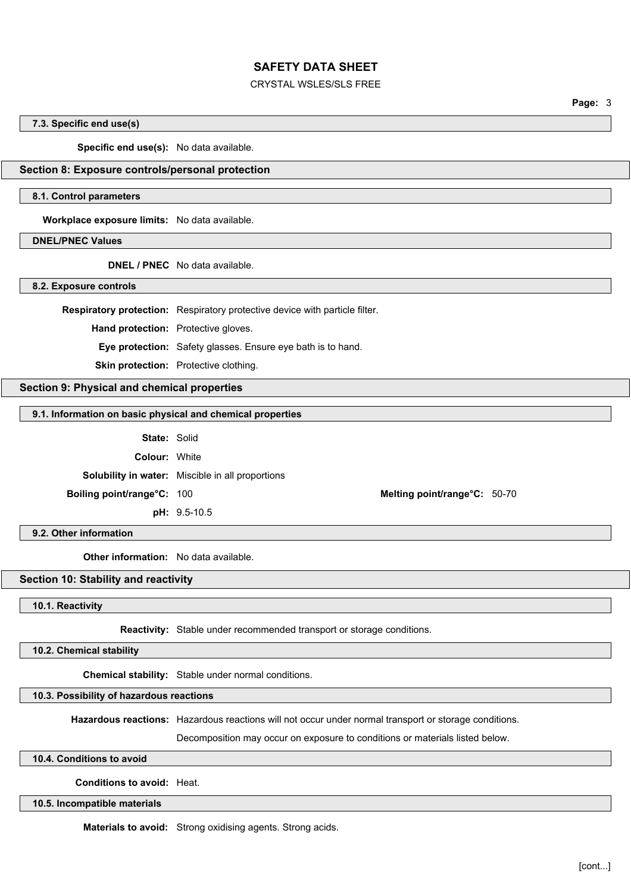### 7.3. Specific end use(s)

**Specific end use(s):** No data available.

## Section 8: Exposure controls/personal protection

### 8.1. Control parameters

**Workplace exposure limits:** No data available.

### DNEL/PNEC Values

**DNEL / PNEC** No data available.

### 8.2. Exposure controls

**Respiratory protection:** Respiratory protective device with particle filter.

**Hand protection:** Protective gloves.

**Eye protection:** Safety glasses. Ensure eye bath is to hand.

**Skin protection:** Protective clothing.

## Section 9: Physical and chemical properties

### 9.1. Information on basic physical and chemical properties

**State:** Solid

**Colour:** White

**Solubility in water:** Miscible in all proportions

**Boiling point/range°C:** 100

**Melting point/range°C:** 50-70

**pH:** 9.5-10.5

### 9.2. Other information

**Other information:** No data available.

## Section 10: Stability and reactivity

### 10.1. Reactivity

**Reactivity:** Stable under recommended transport or storage conditions.

### 10.2. Chemical stability

**Chemical stability:** Stable under normal conditions.

### 10.3. Possibility of hazardous reactions

**Hazardous reactions:** Hazardous reactions will not occur under normal transport or storage conditions.

Decomposition may occur on exposure to conditions or materials listed below.

### 10.4. Conditions to avoid

**Conditions to avoid:** Heat.

### 10.5. Incompatible materials

**Materials to avoid:** Strong oxidising agents. Strong acids.

[cont...]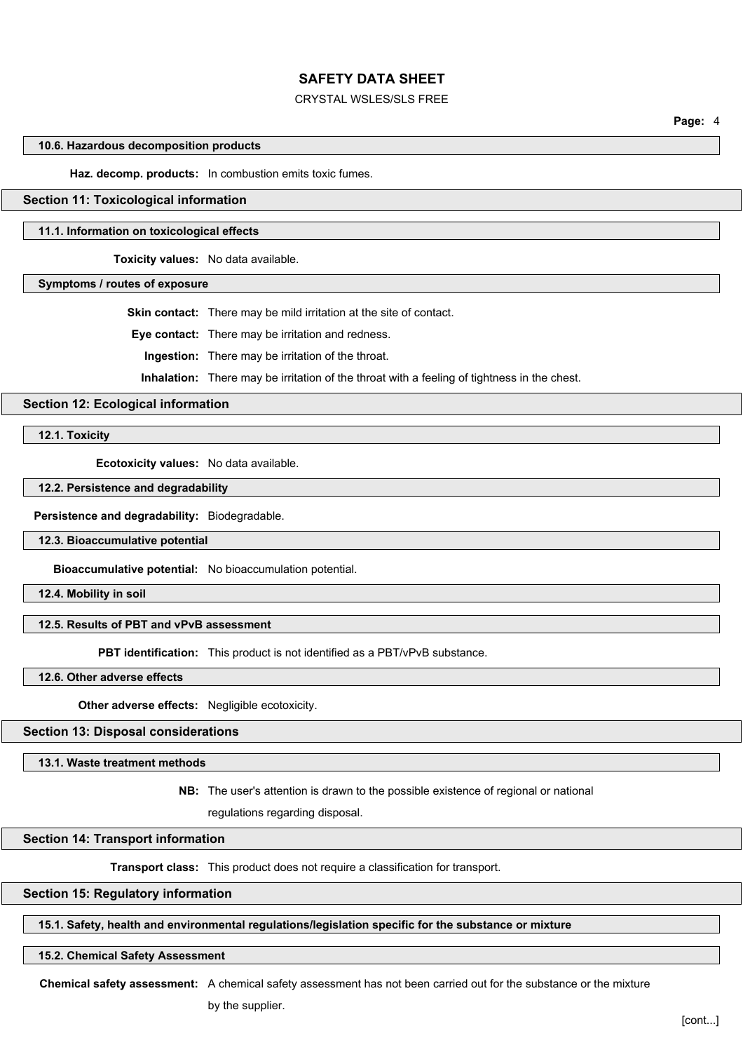### 10.6. Hazardous decomposition products

**Haz. decomp. products:** In combustion emits toxic fumes.

## Section 11: Toxicological information

### 11.1. Information on toxicological effects

**Toxicity values:** No data available.

### Symptoms / routes of exposure

**Skin contact:** There may be mild irritation at the site of contact.

**Eye contact:** There may be irritation and redness.

**Ingestion:** There may be irritation of the throat.

**Inhalation:** There may be irritation of the throat with a feeling of tightness in the chest.

## Section 12: Ecological information

### 12.1. Toxicity

**Ecotoxicity values:** No data available.

### 12.2. Persistence and degradability

**Persistence and degradability:** Biodegradable.

### 12.3. Bioaccumulative potential

**Bioaccumulative potential:** No bioaccumulation potential.

### 12.4. Mobility in soil

### 12.5. Results of PBT and vPvB assessment

**PBT identification:** This product is not identified as a PBT/vPvB substance.

### 12.6. Other adverse effects

**Other adverse effects:** Negligible ecotoxicity.

## Section 13: Disposal considerations

### 13.1. Waste treatment methods

**NB:** The user's attention is drawn to the possible existence of regional or national regulations regarding disposal.

## Section 14: Transport information

**Transport class:** This product does not require a classification for transport.

## Section 15: Regulatory information

### 15.1. Safety, health and environmental regulations/legislation specific for the substance or mixture

### 15.2. Chemical Safety Assessment

**Chemical safety assessment:** A chemical safety assessment has not been carried out for the substance or the mixture by the supplier.

[cont...]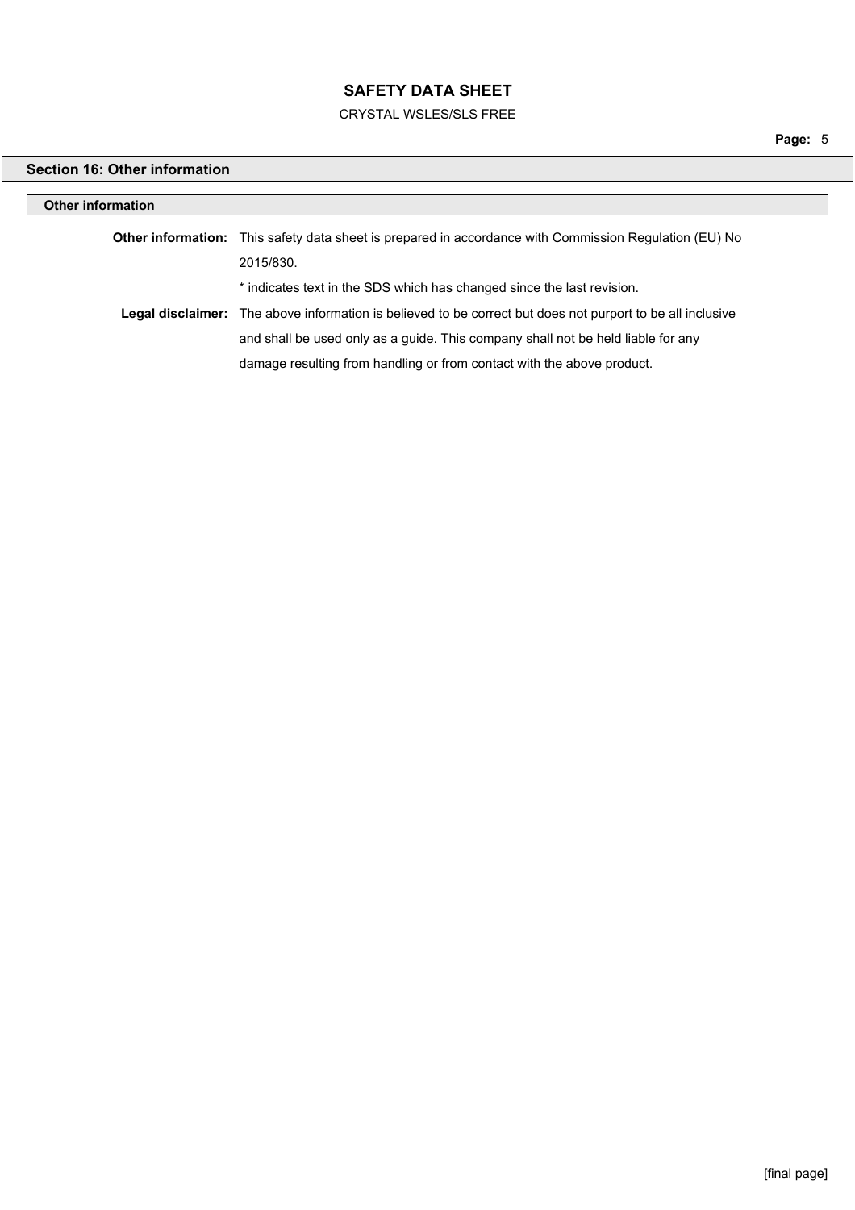## Section 16: Other information

### Other information

**Other information:** This safety data sheet is prepared in accordance with Commission Regulation (EU) No 2015/830.

* indicates text in the SDS which has changed since the last revision.

**Legal disclaimer:** The above information is believed to be correct but does not purport to be all inclusive and shall be used only as a guide. This company shall not be held liable for any damage resulting from handling or from contact with the above product.